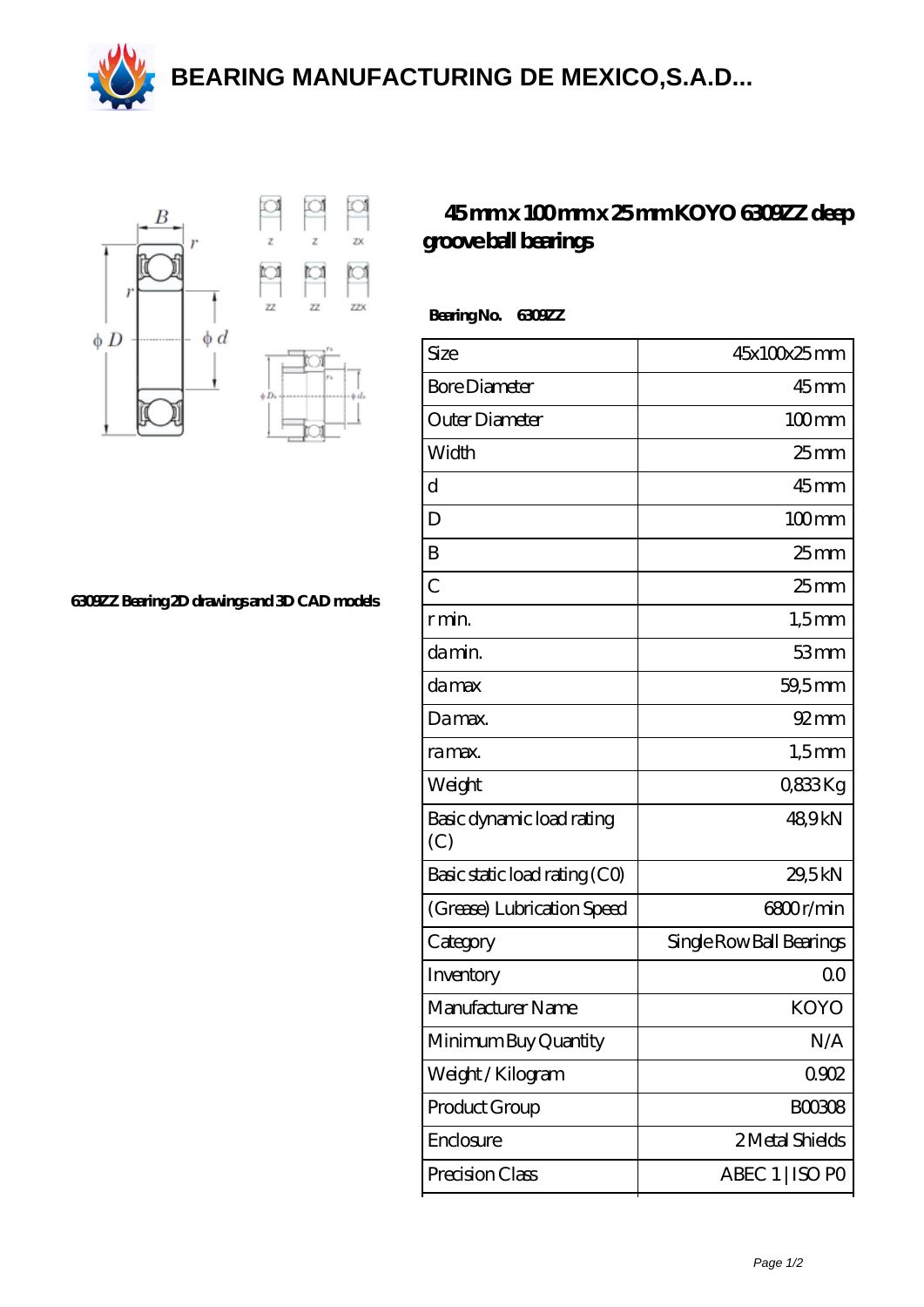# BEARING MANUFACTURING DE MEXICO,S.A.D...

## 45 mm x 100 mm x 25 mm KOYO 6309ZZ deep groove ball bearings

6309ZZ Bearing 2D drawings and 3D CAD models

**Bearing No. 6309ZZ**

| Size | 45x100x25 mm |
|---|---|
| Bore Diameter | 45 mm |
| Outer Diameter | 100 mm |
| Width | 25 mm |
| d | 45 mm |
| D | 100 mm |
| B | 25 mm |
| C | 25 mm |
| r min. | 1,5 mm |
| da min. | 53 mm |
| da max | 59,5 mm |
| Da max. | 92 mm |
| ra max. | 1,5 mm |
| Weight | 0,833 Kg |
| Basic dynamic load rating (C) | 48,9 kN |
| Basic static load rating (C0) | 29,5 kN |
| (Grease) Lubrication Speed | 6800 r/min |
| Category | Single Row Ball Bearings |
| Inventory | 0.0 |
| Manufacturer Name | KOYO |
| Minimum Buy Quantity | N/A |
| Weight / Kilogram | 0.902 |
| Product Group | B00308 |
| Enclosure | 2 Metal Shields |
| Precision Class | ABEC 1 \| ISO P0 |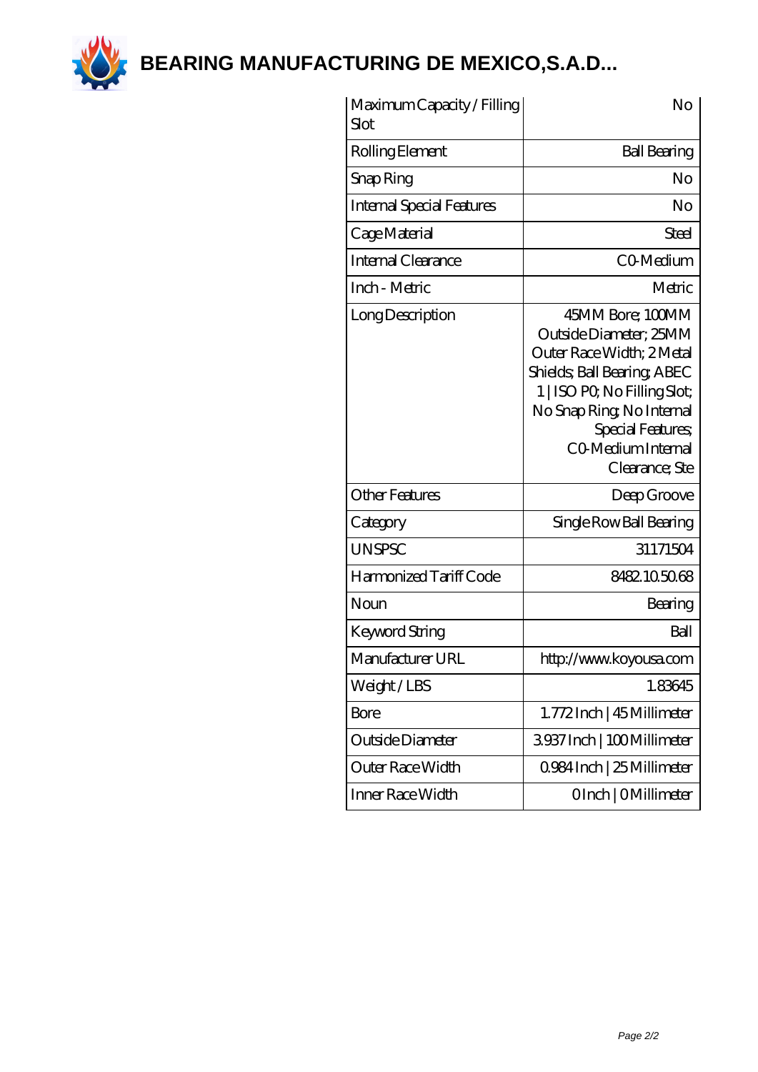| | |
|---|---|
| Maximum Capacity / Filling Slot | No |
| Rolling Element | Ball Bearing |
| Snap Ring | No |
| Internal Special Features | No |
| Cage Material | Steel |
| Internal Clearance | C0-Medium |
| Inch - Metric | Metric |
| Long Description | 45MM Bore; 100MM Outside Diameter; 25MM Outer Race Width; 2 Metal Shields; Ball Bearing; ABEC 1 \| ISO P0; No Filling Slot; No Snap Ring; No Internal Special Features; C0-Medium Internal Clearance; Ste |
| Other Features | Deep Groove |
| Category | Single Row Ball Bearing |
| UNSPSC | 31171504 |
| Harmonized Tariff Code | 8482.10.50.68 |
| Noun | Bearing |
| Keyword String | Ball |
| Manufacturer URL | http://www.koyousa.com |
| Weight / LBS | 1.83645 |
| Bore | 1.772 Inch \| 45 Millimeter |
| Outside Diameter | 3.937 Inch \| 100 Millimeter |
| Outer Race Width | 0.984 Inch \| 25 Millimeter |
| Inner Race Width | 0 Inch \| 0 Millimeter |